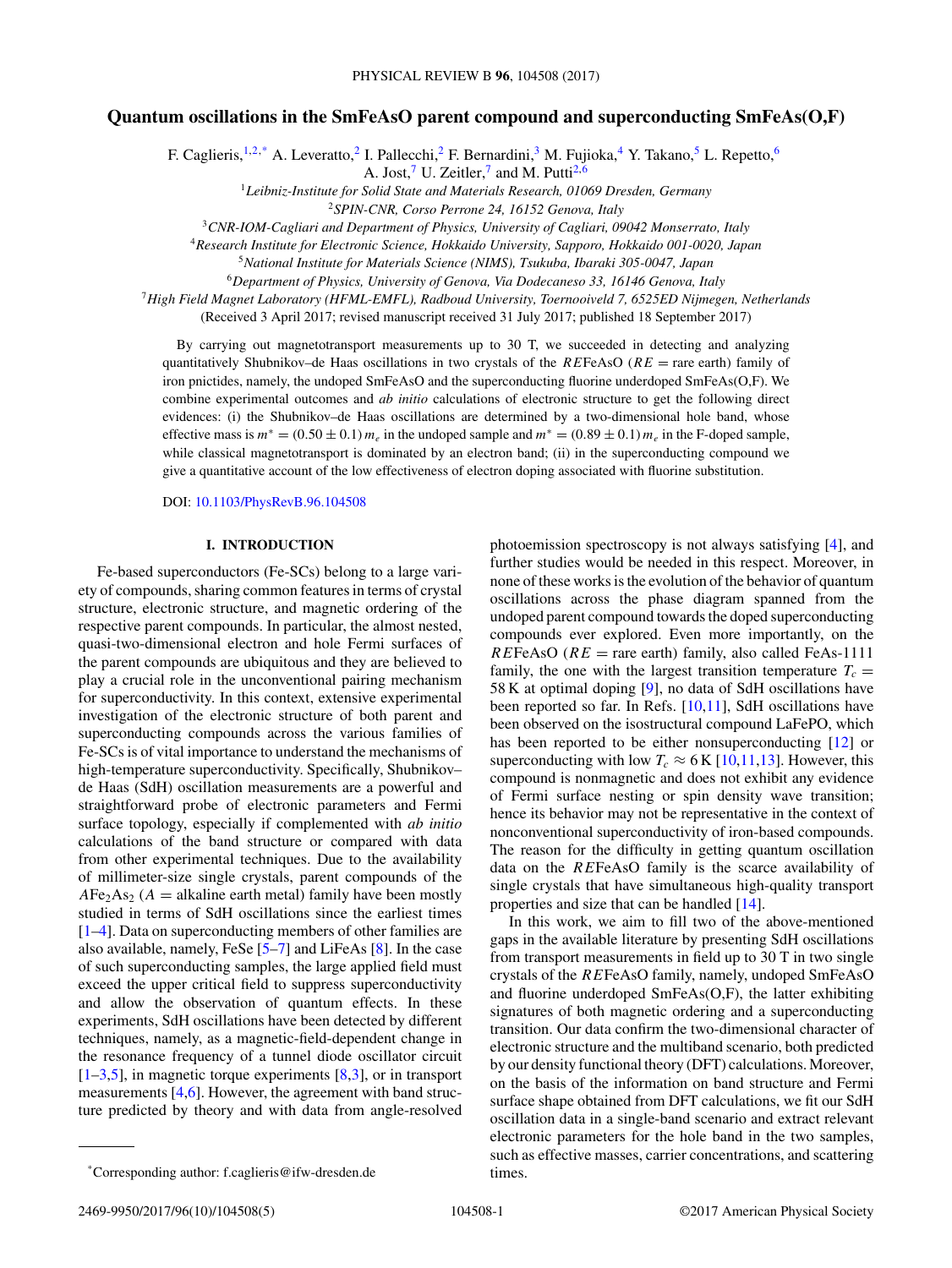# Quantum oscillations in the SmFeAsO parent compound and superconducting SmFeAs(O,F)

F. Caglieris,[1,2,*] A. Leveratto,[2] I. Pallecchi,[2] F. Bernardini,[3] M. Fujioka,[4] Y. Takano,[5] L. Repetto,[6] A. Jost,[7] U. Zeitler,[7] and M. Putti[2,6]

[1]*Leibniz-Institute for Solid State and Materials Research, 01069 Dresden, Germany*
[2]*SPIN-CNR, Corso Perrone 24, 16152 Genova, Italy*
[3]*CNR-IOM-Cagliari and Department of Physics, University of Cagliari, 09042 Monserrato, Italy*
[4]*Research Institute for Electronic Science, Hokkaido University, Sapporo, Hokkaido 001-0020, Japan*
[5]*National Institute for Materials Science (NIMS), Tsukuba, Ibaraki 305-0047, Japan*
[6]*Department of Physics, University of Genova, Via Dodecaneso 33, 16146 Genova, Italy*
[7]*High Field Magnet Laboratory (HFML-EMFL), Radboud University, Toernooiveld 7, 6525ED Nijmegen, Netherlands*

(Received 3 April 2017; revised manuscript received 31 July 2017; published 18 September 2017)

By carrying out magnetotransport measurements up to 30 T, we succeeded in detecting and analyzing quantitatively Shubnikov–de Haas oscillations in two crystals of the $RE$FeAsO ($RE$ = rare earth) family of iron pnictides, namely, the undoped SmFeAsO and the superconducting fluorine underdoped SmFeAs(O,F). We combine experimental outcomes and *ab initio* calculations of electronic structure to get the following direct evidences: (i) the Shubnikov–de Haas oscillations are determined by a two-dimensional hole band, whose effective mass is $m^* = (0.50 \pm 0.1)\, m_e$ in the undoped sample and $m^* = (0.89 \pm 0.1)\, m_e$ in the F-doped sample, while classical magnetotransport is dominated by an electron band; (ii) in the superconducting compound we give a quantitative account of the low effectiveness of electron doping associated with fluorine substitution.

DOI: 10.1103/PhysRevB.96.104508

## I. INTRODUCTION

Fe-based superconductors (Fe-SCs) belong to a large variety of compounds, sharing common features in terms of crystal structure, electronic structure, and magnetic ordering of the respective parent compounds. In particular, the almost nested, quasi-two-dimensional electron and hole Fermi surfaces of the parent compounds are ubiquitous and they are believed to play a crucial role in the unconventional pairing mechanism for superconductivity. In this context, extensive experimental investigation of the electronic structure of both parent and superconducting compounds across the various families of Fe-SCs is of vital importance to understand the mechanisms of high-temperature superconductivity. Specifically, Shubnikov–de Haas (SdH) oscillation measurements are a powerful and straightforward probe of electronic parameters and Fermi surface topology, especially if complemented with *ab initio* calculations of the band structure or compared with data from other experimental techniques. Due to the availability of millimeter-size single crystals, parent compounds of the $A\mathrm{Fe_2As_2}$ ($A$ = alkaline earth metal) family have been mostly studied in terms of SdH oscillations since the earliest times [1–4]. Data on superconducting members of other families are also available, namely, FeSe [5–7] and LiFeAs [8]. In the case of such superconducting samples, the large applied field must exceed the upper critical field to suppress superconductivity and allow the observation of quantum effects. In these experiments, SdH oscillations have been detected by different techniques, namely, as a magnetic-field-dependent change in the resonance frequency of a tunnel diode oscillator circuit [1–3,5], in magnetic torque experiments [8,3], or in transport measurements [4,6]. However, the agreement with band structure predicted by theory and with data from angle-resolved photoemission spectroscopy is not always satisfying [4], and further studies would be needed in this respect. Moreover, in none of these works is the evolution of the behavior of quantum oscillations across the phase diagram spanned from the undoped parent compound towards the doped superconducting compounds ever explored. Even more importantly, on the $RE$FeAsO ($RE$ = rare earth) family, also called FeAs-1111 family, the one with the largest transition temperature $T_c$ = 58 K at optimal doping [9], no data of SdH oscillations have been reported so far. In Refs. [10,11], SdH oscillations have been observed on the isostructural compound LaFePO, which has been reported to be either nonsuperconducting [12] or superconducting with low $T_c \approx 6$ K [10,11,13]. However, this compound is nonmagnetic and does not exhibit any evidence of Fermi surface nesting or spin density wave transition; hence its behavior may not be representative in the context of nonconventional superconductivity of iron-based compounds. The reason for the difficulty in getting quantum oscillation data on the $RE$FeAsO family is the scarce availability of single crystals that have simultaneous high-quality transport properties and size that can be handled [14].

In this work, we aim to fill two of the above-mentioned gaps in the available literature by presenting SdH oscillations from transport measurements in field up to 30 T in two single crystals of the $RE$FeAsO family, namely, undoped SmFeAsO and fluorine underdoped SmFeAs(O,F), the latter exhibiting signatures of both magnetic ordering and a superconducting transition. Our data confirm the two-dimensional character of electronic structure and the multiband scenario, both predicted by our density functional theory (DFT) calculations. Moreover, on the basis of the information on band structure and Fermi surface shape obtained from DFT calculations, we fit our SdH oscillation data in a single-band scenario and extract relevant electronic parameters for the hole band in the two samples, such as effective masses, carrier concentrations, and scattering times.

*Corresponding author: f.caglieris@ifw-dresden.de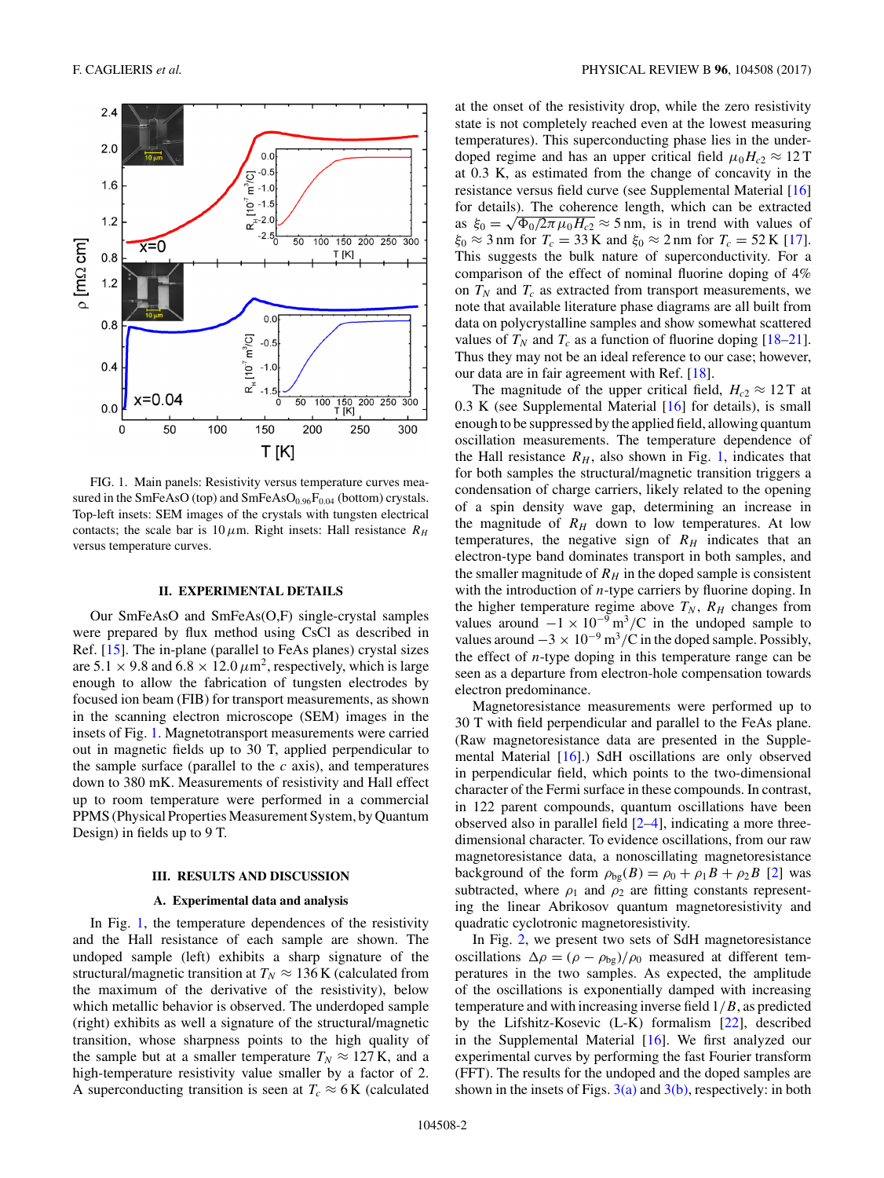FIG. 1. Main panels: Resistivity versus temperature curves measured in the SmFeAsO (top) and $SmFeAsO_{0.96}F_{0.04}$ (bottom) crystals. Top-left insets: SEM images of the crystals with tungsten electrical contacts; the scale bar is 10 $\mu$m. Right insets: Hall resistance $R_H$ versus temperature curves.

## II. EXPERIMENTAL DETAILS

Our SmFeAsO and SmFeAs(O,F) single-crystal samples were prepared by flux method using CsCl as described in Ref. [15]. The in-plane (parallel to FeAs planes) crystal sizes are $5.1 \times 9.8$ and $6.8 \times 12.0\,\mu m^2$, respectively, which is large enough to allow the fabrication of tungsten electrodes by focused ion beam (FIB) for transport measurements, as shown in the scanning electron microscope (SEM) images in the insets of Fig. 1. Magnetotransport measurements were carried out in magnetic fields up to 30 T, applied perpendicular to the sample surface (parallel to the $c$ axis), and temperatures down to 380 mK. Measurements of resistivity and Hall effect up to room temperature were performed in a commercial PPMS (Physical Properties Measurement System, by Quantum Design) in fields up to 9 T.

## III. RESULTS AND DISCUSSION

### A. Experimental data and analysis

In Fig. 1, the temperature dependences of the resistivity and the Hall resistance of each sample are shown. The undoped sample (left) exhibits a sharp signature of the structural/magnetic transition at $T_N \approx 136$ K (calculated from the maximum of the derivative of the resistivity), below which metallic behavior is observed. The underdoped sample (right) exhibits as well a signature of the structural/magnetic transition, whose sharpness points to the high quality of the sample but at a smaller temperature $T_N \approx 127$ K, and a high-temperature resistivity value smaller by a factor of 2. A superconducting transition is seen at $T_c \approx 6$ K (calculated at the onset of the resistivity drop, while the zero resistivity state is not completely reached even at the lowest measuring temperatures). This superconducting phase lies in the underdoped regime and has an upper critical field $\mu_0 H_{c2} \approx 12$ T at 0.3 K, as estimated from the change of concavity in the resistance versus field curve (see Supplemental Material [16] for details). The coherence length, which can be extracted as $\xi_0 = \sqrt{\Phi_0/2\pi\mu_0 H_{c2}} \approx 5$ nm, is in trend with values of $\xi_0 \approx 3$ nm for $T_c = 33$ K and $\xi_0 \approx 2$ nm for $T_c = 52$ K [17]. This suggests the bulk nature of superconductivity. For a comparison of the effect of nominal fluorine doping of 4% on $T_N$ and $T_c$ as extracted from transport measurements, we note that available literature phase diagrams are all built from data on polycrystalline samples and show somewhat scattered values of $T_N$ and $T_c$ as a function of fluorine doping [18–21]. Thus they may not be an ideal reference to our case; however, our data are in fair agreement with Ref. [18].

The magnitude of the upper critical field, $H_{c2} \approx 12$ T at 0.3 K (see Supplemental Material [16] for details), is small enough to be suppressed by the applied field, allowing quantum oscillation measurements. The temperature dependence of the Hall resistance $R_H$, also shown in Fig. 1, indicates that for both samples the structural/magnetic transition triggers a condensation of charge carriers, likely related to the opening of a spin density wave gap, determining an increase in the magnitude of $R_H$ down to low temperatures. At low temperatures, the negative sign of $R_H$ indicates that an electron-type band dominates transport in both samples, and the smaller magnitude of $R_H$ in the doped sample is consistent with the introduction of $n$-type carriers by fluorine doping. In the higher temperature regime above $T_N$, $R_H$ changes from values around $-1 \times 10^{-9}\,m^3/C$ in the undoped sample to values around $-3 \times 10^{-9}\,m^3/C$ in the doped sample. Possibly, the effect of $n$-type doping in this temperature range can be seen as a departure from electron-hole compensation towards electron predominance.

Magnetoresistance measurements were performed up to 30 T with field perpendicular and parallel to the FeAs plane. (Raw magnetoresistance data are presented in the Supplemental Material [16].) SdH oscillations are only observed in perpendicular field, which points to the two-dimensional character of the Fermi surface in these compounds. In contrast, in 122 parent compounds, quantum oscillations have been observed also in parallel field [2–4], indicating a more three-dimensional character. To evidence oscillations, from our raw magnetoresistance data, a nonoscillating magnetoresistance background of the form $\rho_{bg}(B) = \rho_0 + \rho_1 B + \rho_2 B$ [2] was subtracted, where $\rho_1$ and $\rho_2$ are fitting constants representing the linear Abrikosov quantum magnetoresistivity and quadratic cyclotronic magnetoresistivity.

In Fig. 2, we present two sets of SdH magnetoresistance oscillations $\Delta\rho = (\rho - \rho_{bg})/\rho_0$ measured at different temperatures in the two samples. As expected, the amplitude of the oscillations is exponentially damped with increasing temperature and with increasing inverse field $1/B$, as predicted by the Lifshitz-Kosevic (L-K) formalism [22], described in the Supplemental Material [16]. We first analyzed our experimental curves by performing the fast Fourier transform (FFT). The results for the undoped and the doped samples are shown in the insets of Figs. 3(a) and 3(b), respectively: in both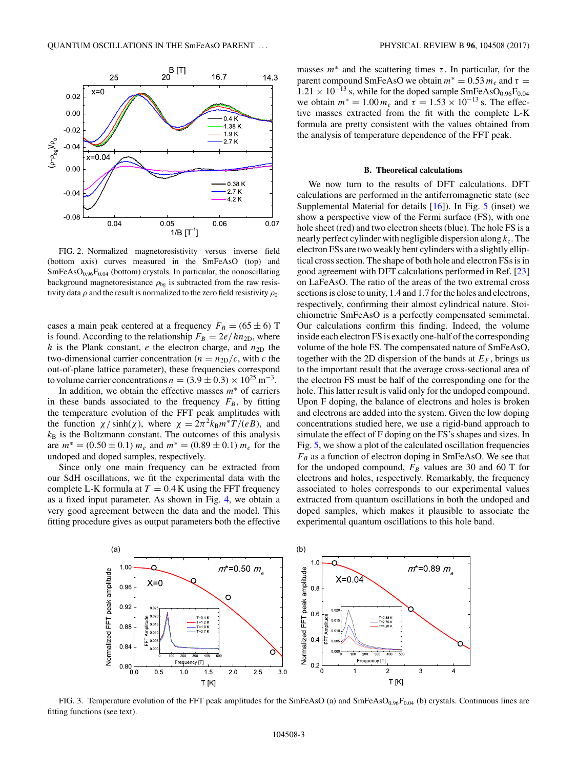FIG. 2. Normalized magnetoresistivity versus inverse field (bottom axis) curves measured in the SmFeAsO (top) and $SmFeAsO_{0.96}F_{0.04}$ (bottom) crystals. In particular, the nonoscillating background magnetoresistance $\rho_{bg}$ is subtracted from the raw resistivity data $\rho$ and the result is normalized to the zero field resistivity $\rho_0$.

cases a main peak centered at a frequency $F_B = (65 \pm 6)$ T is found. According to the relationship $F_B = 2e/hn_{2D}$, where $h$ is the Plank constant, $e$ the electron charge, and $n_{2D}$ the two-dimensional carrier concentration ($n = n_{2D}/c$, with $c$ the out-of-plane lattice parameter), these frequencies correspond to volume carrier concentrations $n = (3.9 \pm 0.3) \times 10^{25}\ \mathrm{m}^{-3}$.

In addition, we obtain the effective masses $m^*$ of carriers in these bands associated to the frequency $F_B$, by fitting the temperature evolution of the FFT peak amplitudes with the function $\chi/\sinh(\chi)$, where $\chi = 2\pi^2 k_B m^* T/(eB)$, and $k_B$ is the Boltzmann constant. The outcomes of this analysis are $m^* = (0.50 \pm 0.1)\ m_e$ and $m^* = (0.89 \pm 0.1)\ m_e$ for the undoped and doped samples, respectively.

Since only one main frequency can be extracted from our SdH oscillations, we fit the experimental data with the complete L-K formula at $T = 0.4$ K using the FFT frequency as a fixed input parameter. As shown in Fig. 4, we obtain a very good agreement between the data and the model. This fitting procedure gives as output parameters both the effective masses $m^*$ and the scattering times $\tau$. In particular, for the parent compound SmFeAsO we obtain $m^* = 0.53\, m_e$ and $\tau = 1.21 \times 10^{-13}$ s, while for the doped sample $SmFeAsO_{0.96}F_{0.04}$ we obtain $m^* = 1.00\, m_e$ and $\tau = 1.53 \times 10^{-13}$ s. The effective masses extracted from the fit with the complete L-K formula are pretty consistent with the values obtained from the analysis of temperature dependence of the FFT peak.

### B. Theoretical calculations

We now turn to the results of DFT calculations. DFT calculations are performed in the antiferromagnetic state (see Supplemental Material for details [16]). In Fig. 5 (inset) we show a perspective view of the Fermi surface (FS), with one hole sheet (red) and two electron sheets (blue). The hole FS is a nearly perfect cylinder with negligible dispersion along $k_z$. The electron FSs are two weakly bent cylinders with a slightly elliptical cross section. The shape of both hole and electron FSs is in good agreement with DFT calculations performed in Ref. [23] on LaFeAsO. The ratio of the areas of the two extremal cross sections is close to unity, 1.4 and 1.7 for the holes and electrons, respectively, confirming their almost cylindrical nature. Stoichiometric SmFeAsO is a perfectly compensated semimetal. Our calculations confirm this finding. Indeed, the volume inside each electron FS is exactly one-half of the corresponding volume of the hole FS. The compensated nature of SmFeAsO, together with the 2D dispersion of the bands at $E_F$, brings us to the important result that the average cross-sectional area of the electron FS must be half of the corresponding one for the hole. This latter result is valid only for the undoped compound. Upon F doping, the balance of electrons and holes is broken and electrons are added into the system. Given the low doping concentrations studied here, we use a rigid-band approach to simulate the effect of F doping on the FS's shapes and sizes. In Fig. 5, we show a plot of the calculated oscillation frequencies $F_B$ as a function of electron doping in SmFeAsO. We see that for the undoped compound, $F_B$ values are 30 and 60 T for electrons and holes, respectively. Remarkably, the frequency associated to holes corresponds to our experimental values extracted from quantum oscillations in both the undoped and doped samples, which makes it plausible to associate the experimental quantum oscillations to this hole band.

FIG. 3. Temperature evolution of the FFT peak amplitudes for the SmFeAsO (a) and $SmFeAsO_{0.96}F_{0.04}$ (b) crystals. Continuous lines are fitting functions (see text).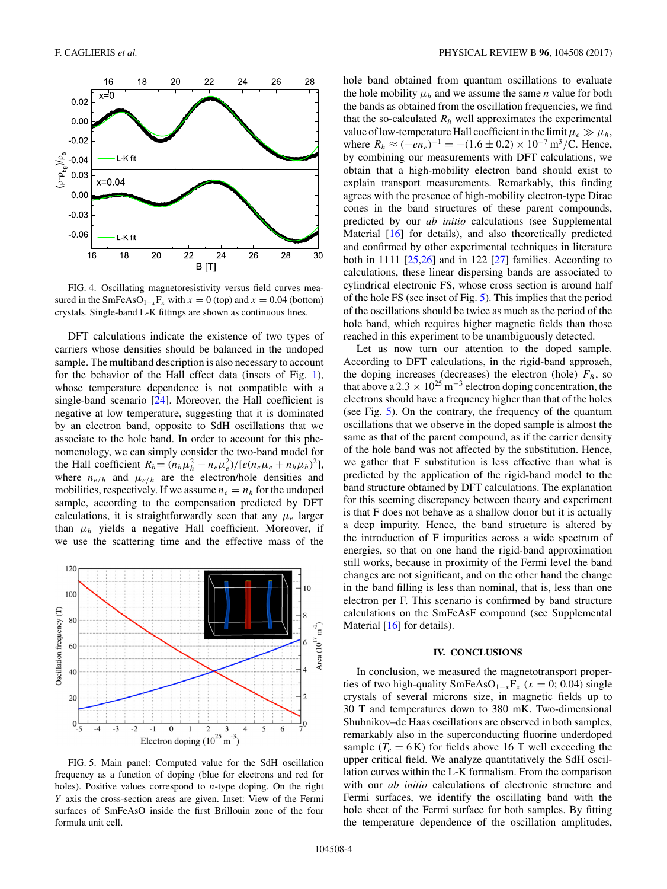16 18 20 22 24 26 28

x=0

0.02

0.00

-0.02

-0.04

L-K fit

$(\rho-\rho_{bg})/\rho_0$

0.03

x=0.04

0.00

-0.03

-0.06

L-K fit

16 18 20 22 24 26 28 30

B [T]

FIG. 4. Oscillating magnetoresistivity versus field curves measured in the $SmFeAsO_{1-x}F_x$ with $x = 0$ (top) and $x = 0.04$ (bottom) crystals. Single-band L-K fittings are shown as continuous lines.

DFT calculations indicate the existence of two types of carriers whose densities should be balanced in the undoped sample. The multiband description is also necessary to account for the behavior of the Hall effect data (insets of Fig. 1), whose temperature dependence is not compatible with a single-band scenario [24]. Moreover, the Hall coefficient is negative at low temperature, suggesting that it is dominated by an electron band, opposite to SdH oscillations that we associate to the hole band. In order to account for this phenomenology, we can simply consider the two-band model for the Hall coefficient $R_h = (n_h\mu_h^2 - n_e\mu_e^2)/[e(n_e\mu_e + n_h\mu_h)^2]$, where $n_{e/h}$ and $\mu_{e/h}$ are the electron/hole densities and mobilities, respectively. If we assume $n_e = n_h$ for the undoped sample, according to the compensation predicted by DFT calculations, it is straightforwardly seen that any $\mu_e$ larger than $\mu_h$ yields a negative Hall coefficient. Moreover, if we use the scattering time and the effective mass of the hole band obtained from quantum oscillations to evaluate the hole mobility $\mu_h$ and we assume the same $n$ value for both the bands as obtained from the oscillation frequencies, we find that the so-calculated $R_h$ well approximates the experimental value of low-temperature Hall coefficient in the limit $\mu_e \gg \mu_h$, where $R_h \approx (-en_e)^{-1} = -(1.6 \pm 0.2) \times 10^{-7}\ \mathrm{m}^3/\mathrm{C}$. Hence, by combining our measurements with DFT calculations, we obtain that a high-mobility electron band should exist to explain transport measurements. Remarkably, this finding agrees with the presence of high-mobility electron-type Dirac cones in the band structures of these parent compounds, predicted by our *ab initio* calculations (see Supplemental Material [16] for details), and also theoretically predicted and confirmed by other experimental techniques in literature both in 1111 [25,26] and in 122 [27] families. According to calculations, these linear dispersing bands are associated to cylindrical electronic FS, whose cross section is around half of the hole FS (see inset of Fig. 5). This implies that the period of the oscillations should be twice as much as the period of the hole band, which requires higher magnetic fields than those reached in this experiment to be unambiguously detected.

Let us now turn our attention to the doped sample. According to DFT calculations, in the rigid-band approach, the doping increases (decreases) the electron (hole) $F_B$, so that above a $2.3 \times 10^{25}\ \mathrm{m}^{-3}$ electron doping concentration, the electrons should have a frequency higher than that of the holes (see Fig. 5). On the contrary, the frequency of the quantum oscillations that we observe in the doped sample is almost the same as that of the parent compound, as if the carrier density of the hole band was not affected by the substitution. Hence, we gather that F substitution is less effective than what is predicted by the application of the rigid-band model to the band structure obtained by DFT calculations. The explanation for this seeming discrepancy between theory and experiment is that F does not behave as a shallow donor but it is actually a deep impurity. Hence, the band structure is altered by the introduction of F impurities across a wide spectrum of energies, so that on one hand the rigid-band approximation still works, because in proximity of the Fermi level the band changes are not significant, and on the other hand the change in the band filling is less than nominal, that is, less than one electron per F. This scenario is confirmed by band structure calculations on the SmFeAsF compound (see Supplemental Material [16] for details).

Oscillation frequency (T)

120

100

80

60

40

20

0

-5 -4 -3 -2 -1 0 1 2 3 4 5 6 7

Electron doping ($10^{25}$ $\mathrm{m}^{-3}$)

Area ($10^{17}$ $\mathrm{m}^{-2}$)

10

8

6

4

2

0

FIG. 5. Main panel: Computed value for the SdH oscillation frequency as a function of doping (blue for electrons and red for holes). Positive values correspond to $n$-type doping. On the right $Y$ axis the cross-section areas are given. Inset: View of the Fermi surfaces of SmFeAsO inside the first Brillouin zone of the four formula unit cell.

## IV. CONCLUSIONS

In conclusion, we measured the magnetotransport properties of two high-quality $SmFeAsO_{1-x}F_x$ ($x = 0$; 0.04) single crystals of several microns size, in magnetic fields up to 30 T and temperatures down to 380 mK. Two-dimensional Shubnikov–de Haas oscillations are observed in both samples, remarkably also in the superconducting fluorine underdoped sample ($T_c = 6$ K) for fields above 16 T well exceeding the upper critical field. We analyze quantitatively the SdH oscillation curves within the L-K formalism. From the comparison with our *ab initio* calculations of electronic structure and Fermi surfaces, we identify the oscillating band with the hole sheet of the Fermi surface for both samples. By fitting the temperature dependence of the oscillation amplitudes,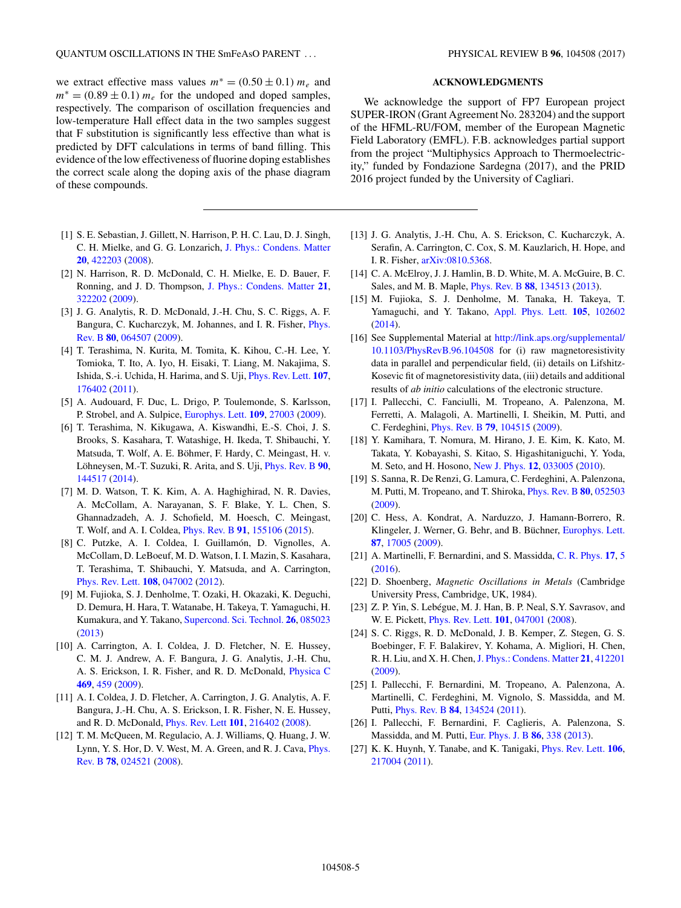we extract effective mass values $m^* = (0.50 \pm 0.1)\, m_e$ and $m^* = (0.89 \pm 0.1)\, m_e$ for the undoped and doped samples, respectively. The comparison of oscillation frequencies and low-temperature Hall effect data in the two samples suggest that F substitution is significantly less effective than what is predicted by DFT calculations in terms of band filling. This evidence of the low effectiveness of fluorine doping establishes the correct scale along the doping axis of the phase diagram of these compounds.

## ACKNOWLEDGMENTS

We acknowledge the support of FP7 European project SUPER-IRON (Grant Agreement No. 283204) and the support of the HFML-RU/FOM, member of the European Magnetic Field Laboratory (EMFL). F.B. acknowledges partial support from the project "Multiphysics Approach to Thermoelectricity," funded by Fondazione Sardegna (2017), and the PRID 2016 project funded by the University of Cagliari.

---

[1] S. E. Sebastian, J. Gillett, N. Harrison, P. H. C. Lau, D. J. Singh, C. H. Mielke, and G. G. Lonzarich, J. Phys.: Condens. Matter **20**, 422203 (2008).

[2] N. Harrison, R. D. McDonald, C. H. Mielke, E. D. Bauer, F. Ronning, and J. D. Thompson, J. Phys.: Condens. Matter **21**, 322202 (2009).

[3] J. G. Analytis, R. D. McDonald, J.-H. Chu, S. C. Riggs, A. F. Bangura, C. Kucharczyk, M. Johannes, and I. R. Fisher, Phys. Rev. B **80**, 064507 (2009).

[4] T. Terashima, N. Kurita, M. Tomita, K. Kihou, C.-H. Lee, Y. Tomioka, T. Ito, A. Iyo, H. Eisaki, T. Liang, M. Nakajima, S. Ishida, S.-i. Uchida, H. Harima, and S. Uji, Phys. Rev. Lett. **107**, 176402 (2011).

[5] A. Audouard, F. Duc, L. Drigo, P. Toulemonde, S. Karlsson, P. Strobel, and A. Sulpice, Europhys. Lett. **109**, 27003 (2009).

[6] T. Terashima, N. Kikugawa, A. Kiswandhi, E.-S. Choi, J. S. Brooks, S. Kasahara, T. Watashige, H. Ikeda, T. Shibauchi, Y. Matsuda, T. Wolf, A. E. Böhmer, F. Hardy, C. Meingast, H. v. Löhneysen, M.-T. Suzuki, R. Arita, and S. Uji, Phys. Rev. B **90**, 144517 (2014).

[7] M. D. Watson, T. K. Kim, A. A. Haghighirad, N. R. Davies, A. McCollam, A. Narayanan, S. F. Blake, Y. L. Chen, S. Ghannadzadeh, A. J. Schofield, M. Hoesch, C. Meingast, T. Wolf, and A. I. Coldea, Phys. Rev. B **91**, 155106 (2015).

[8] C. Putzke, A. I. Coldea, I. Guillamón, D. Vignolles, A. McCollam, D. LeBoeuf, M. D. Watson, I. I. Mazin, S. Kasahara, T. Terashima, T. Shibauchi, Y. Matsuda, and A. Carrington, Phys. Rev. Lett. **108**, 047002 (2012).

[9] M. Fujioka, S. J. Denholme, T. Ozaki, H. Okazaki, K. Deguchi, D. Demura, H. Hara, T. Watanabe, H. Takeya, T. Yamaguchi, H. Kumakura, and Y. Takano, Supercond. Sci. Technol. **26**, 085023 (2013)

[10] A. Carrington, A. I. Coldea, J. D. Fletcher, N. E. Hussey, C. M. J. Andrew, A. F. Bangura, J. G. Analytis, J.-H. Chu, A. S. Erickson, I. R. Fisher, and R. D. McDonald, Physica C **469**, 459 (2009).

[11] A. I. Coldea, J. D. Fletcher, A. Carrington, J. G. Analytis, A. F. Bangura, J.-H. Chu, A. S. Erickson, I. R. Fisher, N. E. Hussey, and R. D. McDonald, Phys. Rev. Lett **101**, 216402 (2008).

[12] T. M. McQueen, M. Regulacio, A. J. Williams, Q. Huang, J. W. Lynn, Y. S. Hor, D. V. West, M. A. Green, and R. J. Cava, Phys. Rev. B **78**, 024521 (2008).

[13] J. G. Analytis, J.-H. Chu, A. S. Erickson, C. Kucharczyk, A. Serafin, A. Carrington, C. Cox, S. M. Kauzlarich, H. Hope, and I. R. Fisher, arXiv:0810.5368.

[14] C. A. McElroy, J. J. Hamlin, B. D. White, M. A. McGuire, B. C. Sales, and M. B. Maple, Phys. Rev. B **88**, 134513 (2013).

[15] M. Fujioka, S. J. Denholme, M. Tanaka, H. Takeya, T. Yamaguchi, and Y. Takano, Appl. Phys. Lett. **105**, 102602 (2014).

[16] See Supplemental Material at http://link.aps.org/supplemental/10.1103/PhysRevB.96.104508 for (i) raw magnetoresistivity data in parallel and perpendicular field, (ii) details on Lifshitz-Kosevic fit of magnetoresistivity data, (iii) details and additional results of *ab initio* calculations of the electronic structure.

[17] I. Pallecchi, C. Fanciulli, M. Tropeano, A. Palenzona, M. Ferretti, A. Malagoli, A. Martinelli, I. Sheikin, M. Putti, and C. Ferdeghini, Phys. Rev. B **79**, 104515 (2009).

[18] Y. Kamihara, T. Nomura, M. Hirano, J. E. Kim, K. Kato, M. Takata, Y. Kobayashi, S. Kitao, S. Higashitaniguchi, Y. Yoda, M. Seto, and H. Hosono, New J. Phys. **12**, 033005 (2010).

[19] S. Sanna, R. De Renzi, G. Lamura, C. Ferdeghini, A. Palenzona, M. Putti, M. Tropeano, and T. Shiroka, Phys. Rev. B **80**, 052503 (2009).

[20] C. Hess, A. Kondrat, A. Narduzzo, J. Hamann-Borrero, R. Klingeler, J. Werner, G. Behr, and B. Büchner, Europhys. Lett. **87**, 17005 (2009).

[21] A. Martinelli, F. Bernardini, and S. Massidda, C. R. Phys. **17**, 5 (2016).

[22] D. Shoenberg, *Magnetic Oscillations in Metals* (Cambridge University Press, Cambridge, UK, 1984).

[23] Z. P. Yin, S. Lebégue, M. J. Han, B. P. Neal, S.Y. Savrasov, and W. E. Pickett, Phys. Rev. Lett. **101**, 047001 (2008).

[24] S. C. Riggs, R. D. McDonald, J. B. Kemper, Z. Stegen, G. S. Boebinger, F. F. Balakirev, Y. Kohama, A. Migliori, H. Chen, R. H. Liu, and X. H. Chen, J. Phys.: Condens. Matter **21**, 412201 (2009).

[25] I. Pallecchi, F. Bernardini, M. Tropeano, A. Palenzona, A. Martinelli, C. Ferdeghini, M. Vignolo, S. Massidda, and M. Putti, Phys. Rev. B **84**, 134524 (2011).

[26] I. Pallecchi, F. Bernardini, F. Caglieris, A. Palenzona, S. Massidda, and M. Putti, Eur. Phys. J. B **86**, 338 (2013).

[27] K. K. Huynh, Y. Tanabe, and K. Tanigaki, Phys. Rev. Lett. **106**, 217004 (2011).